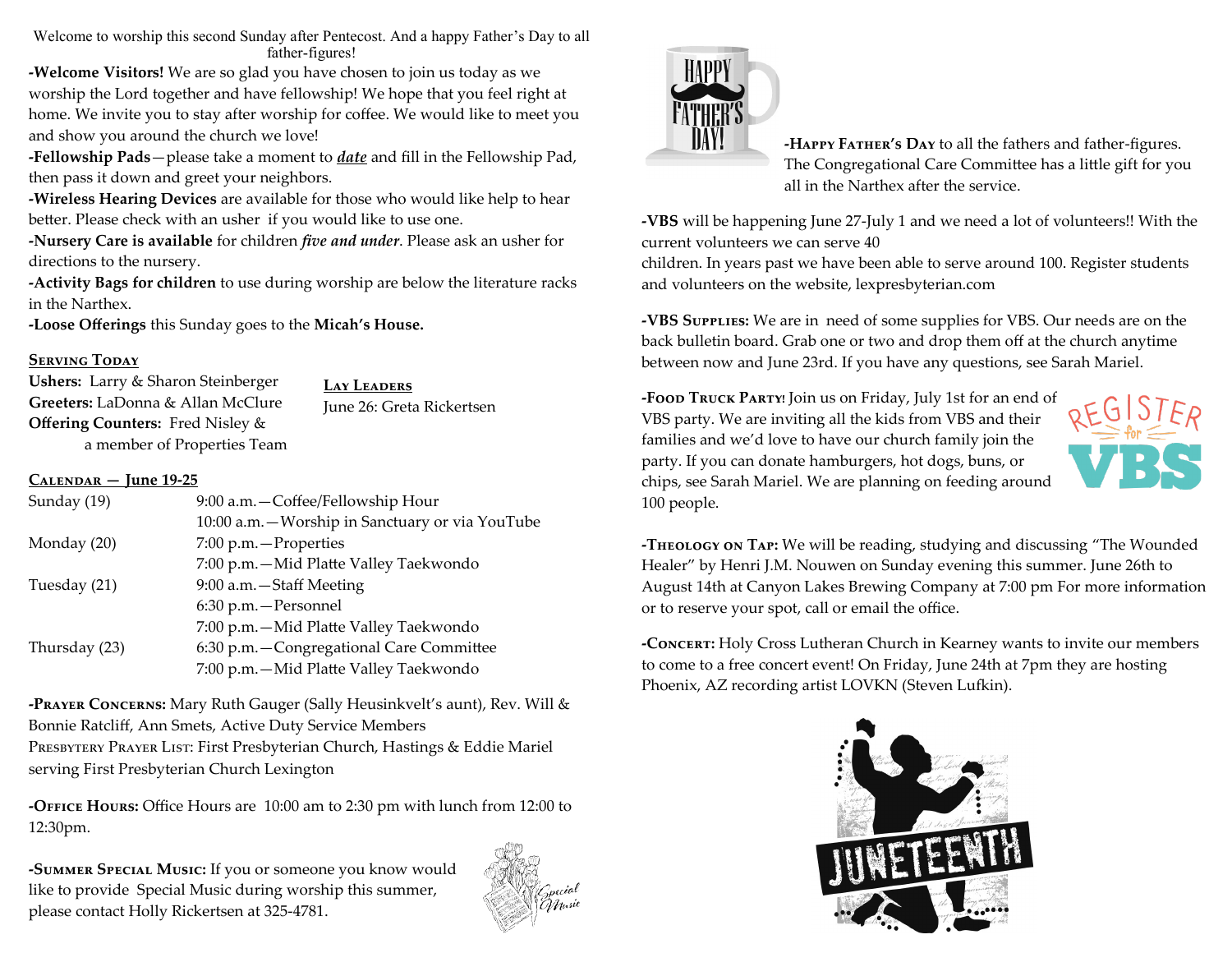Welcome to worship this second Sunday after Pentecost. And a happy Father's Day to all father-figures!

**-Welcome Visitors!** We are so glad you have chosen to join us today as we worship the Lord together and have fellowship! We hope that you feel right at home. We invite you to stay after worship for coffee. We would like to meet you and show you around the church we love!

**-Fellowship Pads**—please take a moment to ***date*** and fill in the Fellowship Pad, then pass it down and greet your neighbors.

**-Wireless Hearing Devices** are available for those who would like help to hear better. Please check with an usher if you would like to use one.

**-Nursery Care is available** for children ***five and under***. Please ask an usher for directions to the nursery.

**-Activity Bags for children** to use during worship are below the literature racks in the Narthex.

**-Loose Offerings** this Sunday goes to the **Micah's House.**

## Serving Today

**Ushers:** Larry & Sharon Steinberger
**Greeters:** LaDonna & Allan McClure
**Offering Counters:** Fred Nisley & a member of Properties Team

## Lay Leaders

June 26: Greta Rickertsen

## Calendar — June 19-25

| | |
|---|---|
| Sunday (19) | 9:00 a.m.—Coffee/Fellowship Hour |
| | 10:00 a.m.—Worship in Sanctuary or via YouTube |
| Monday (20) | 7:00 p.m.—Properties |
| | 7:00 p.m.—Mid Platte Valley Taekwondo |
| Tuesday (21) | 9:00 a.m.—Staff Meeting |
| | 6:30 p.m.—Personnel |
| | 7:00 p.m.—Mid Platte Valley Taekwondo |
| Thursday (23) | 6:30 p.m.—Congregational Care Committee |
| | 7:00 p.m.—Mid Platte Valley Taekwondo |

**-Prayer Concerns:** Mary Ruth Gauger (Sally Heusinkvelt's aunt), Rev. Will & Bonnie Ratcliff, Ann Smets, Active Duty Service Members
Presbytery Prayer List: First Presbyterian Church, Hastings & Eddie Mariel serving First Presbyterian Church Lexington

**-Office Hours:** Office Hours are 10:00 am to 2:30 pm with lunch from 12:00 to 12:30pm.

**-Summer Special Music:** If you or someone you know would like to provide Special Music during worship this summer, please contact Holly Rickertsen at 325-4781.

**-Happy Father's Day** to all the fathers and father-figures. The Congregational Care Committee has a little gift for you all in the Narthex after the service.

**-VBS** will be happening June 27-July 1 and we need a lot of volunteers!! With the current volunteers we can serve 40 children. In years past we have been able to serve around 100. Register students and volunteers on the website, lexpresbyterian.com

**-VBS Supplies:** We are in need of some supplies for VBS. Our needs are on the back bulletin board. Grab one or two and drop them off at the church anytime between now and June 23rd. If you have any questions, see Sarah Mariel.

**-Food Truck Party!** Join us on Friday, July 1st for an end of VBS party. We are inviting all the kids from VBS and their families and we'd love to have our church family join the party. If you can donate hamburgers, hot dogs, buns, or chips, see Sarah Mariel. We are planning on feeding around 100 people.

**-Theology on Tap:** We will be reading, studying and discussing "The Wounded Healer" by Henri J.M. Nouwen on Sunday evening this summer. June 26th to August 14th at Canyon Lakes Brewing Company at 7:00 pm For more information or to reserve your spot, call or email the office.

**-Concert:** Holy Cross Lutheran Church in Kearney wants to invite our members to come to a free concert event! On Friday, June 24th at 7pm they are hosting Phoenix, AZ recording artist LOVKN (Steven Lufkin).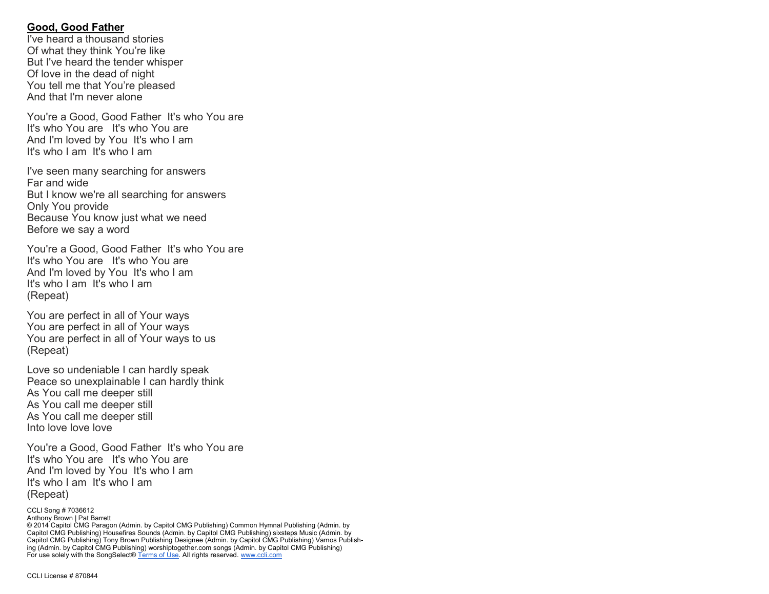**Good, Good Father**

I've heard a thousand stories  
Of what they think You're like  
But I've heard the tender whisper  
Of love in the dead of night  
You tell me that You're pleased  
And that I'm never alone

You're a Good, Good Father  It's who You are  
It's who You are   It's who You are  
And I'm loved by You  It's who I am  
It's who I am  It's who I am

I've seen many searching for answers  
Far and wide  
But I know we're all searching for answers  
Only You provide  
Because You know just what we need  
Before we say a word

You're a Good, Good Father  It's who You are  
It's who You are   It's who You are  
And I'm loved by You  It's who I am  
It's who I am  It's who I am  
(Repeat)

You are perfect in all of Your ways  
You are perfect in all of Your ways  
You are perfect in all of Your ways to us  
(Repeat)

Love so undeniable I can hardly speak  
Peace so unexplainable I can hardly think  
As You call me deeper still  
As You call me deeper still  
As You call me deeper still  
Into love love love

You're a Good, Good Father  It's who You are  
It's who You are   It's who You are  
And I'm loved by You  It's who I am  
It's who I am  It's who I am  
(Repeat)

CCLI Song # 7036612  
Anthony Brown | Pat Barrett  
© 2014 Capitol CMG Paragon (Admin. by Capitol CMG Publishing) Common Hymnal Publishing (Admin. by Capitol CMG Publishing) Housefires Sounds (Admin. by Capitol CMG Publishing) sixsteps Music (Admin. by Capitol CMG Publishing) Tony Brown Publishing Designee (Admin. by Capitol CMG Publishing) Vamos Publishing (Admin. by Capitol CMG Publishing) worshiptogether.com songs (Admin. by Capitol CMG Publishing)  
For use solely with the SongSelect® Terms of Use. All rights reserved. www.ccli.com

CCLI License # 870844